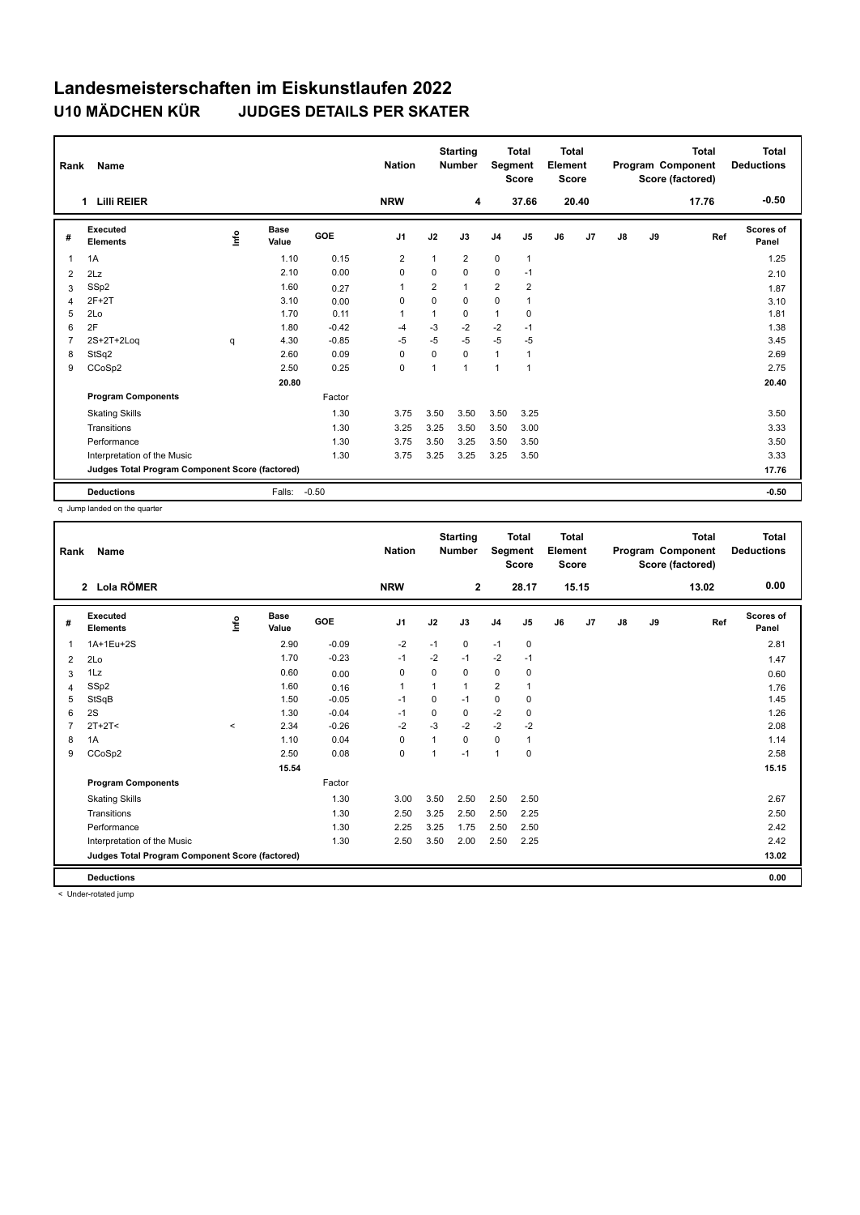# Landesmeisterschaften im Eiskunstlaufen 2022

## U10 MÄDCHEN KÜR JUDGES DETAILS PER SKATER

| Rank | Name | Nation | Starting Number | Total Segment Score | Total Element Score | Total Program Component Score (factored) | Total Deductions |
|---|---|---|---|---|---|---|---|
| 1 | Lilli REIER | NRW | 4 | 37.66 | 20.40 | 17.76 | -0.50 |

| # | Executed Elements | Info | Base Value | GOE | J1 | J2 | J3 | J4 | J5 | J6 | J7 | J8 | J9 | Ref | Scores of Panel |
|---|---|---|---|---|---|---|---|---|---|---|---|---|---|---|---|
| 1 | 1A | | 1.10 | 0.15 | 2 | 1 | 2 | 0 | 1 | | | | | | 1.25 |
| 2 | 2Lz | | 2.10 | 0.00 | 0 | 0 | 0 | 0 | -1 | | | | | | 2.10 |
| 3 | SSp2 | | 1.60 | 0.27 | 1 | 2 | 1 | 2 | 2 | | | | | | 1.87 |
| 4 | 2F+2T | | 3.10 | 0.00 | 0 | 0 | 0 | 0 | 1 | | | | | | 3.10 |
| 5 | 2Lo | | 1.70 | 0.11 | 1 | 1 | 0 | 1 | 0 | | | | | | 1.81 |
| 6 | 2F | | 1.80 | -0.42 | -4 | -3 | -2 | -2 | -1 | | | | | | 1.38 |
| 7 | 2S+2T+2Loq | q | 4.30 | -0.85 | -5 | -5 | -5 | -5 | -5 | | | | | | 3.45 |
| 8 | StSq2 | | 2.60 | 0.09 | 0 | 0 | 0 | 1 | 1 | | | | | | 2.69 |
| 9 | CCoSp2 | | 2.50 | 0.25 | 0 | 1 | 1 | 1 | 1 | | | | | | 2.75 |
| | | | 20.80 | | | | | | | | | | | | 20.40 |
| | **Program Components** | | | Factor | | | | | | | | | | | |
| | Skating Skills | | | 1.30 | 3.75 | 3.50 | 3.50 | 3.50 | 3.25 | | | | | | 3.50 |
| | Transitions | | | 1.30 | 3.25 | 3.25 | 3.50 | 3.50 | 3.00 | | | | | | 3.33 |
| | Performance | | | 1.30 | 3.75 | 3.50 | 3.25 | 3.50 | 3.50 | | | | | | 3.50 |
| | Interpretation of the Music | | | 1.30 | 3.75 | 3.25 | 3.25 | 3.25 | 3.50 | | | | | | 3.33 |
| | **Judges Total Program Component Score (factored)** | | | | | | | | | | | | | | 17.76 |
| | **Deductions** | | Falls: | -0.50 | | | | | | | | | | | -0.50 |

q Jump landed on the quarter

| Rank | Name | Nation | Starting Number | Total Segment Score | Total Element Score | Total Program Component Score (factored) | Total Deductions |
|---|---|---|---|---|---|---|---|
| 2 | Lola RÖMER | NRW | 2 | 28.17 | 15.15 | 13.02 | 0.00 |

| # | Executed Elements | Info | Base Value | GOE | J1 | J2 | J3 | J4 | J5 | J6 | J7 | J8 | J9 | Ref | Scores of Panel |
|---|---|---|---|---|---|---|---|---|---|---|---|---|---|---|---|
| 1 | 1A+1Eu+2S | | 2.90 | -0.09 | -2 | -1 | 0 | -1 | 0 | | | | | | 2.81 |
| 2 | 2Lo | | 1.70 | -0.23 | -1 | -2 | -1 | -2 | -1 | | | | | | 1.47 |
| 3 | 1Lz | | 0.60 | 0.00 | 0 | 0 | 0 | 0 | 0 | | | | | | 0.60 |
| 4 | SSp2 | | 1.60 | 0.16 | 1 | 1 | 1 | 2 | 1 | | | | | | 1.76 |
| 5 | StSqB | | 1.50 | -0.05 | -1 | 0 | -1 | 0 | 0 | | | | | | 1.45 |
| 6 | 2S | | 1.30 | -0.04 | -1 | 0 | 0 | -2 | 0 | | | | | | 1.26 |
| 7 | 2T+2T< | < | 2.34 | -0.26 | -2 | -3 | -2 | -2 | -2 | | | | | | 2.08 |
| 8 | 1A | | 1.10 | 0.04 | 0 | 1 | 0 | 0 | 1 | | | | | | 1.14 |
| 9 | CCoSp2 | | 2.50 | 0.08 | 0 | 1 | -1 | 1 | 0 | | | | | | 2.58 |
| | | | 15.54 | | | | | | | | | | | | 15.15 |
| | **Program Components** | | | Factor | | | | | | | | | | | |
| | Skating Skills | | | 1.30 | 3.00 | 3.50 | 2.50 | 2.50 | 2.50 | | | | | | 2.67 |
| | Transitions | | | 1.30 | 2.50 | 3.25 | 2.50 | 2.50 | 2.25 | | | | | | 2.50 |
| | Performance | | | 1.30 | 2.25 | 3.25 | 1.75 | 2.50 | 2.50 | | | | | | 2.42 |
| | Interpretation of the Music | | | 1.30 | 2.50 | 3.50 | 2.00 | 2.50 | 2.25 | | | | | | 2.42 |
| | **Judges Total Program Component Score (factored)** | | | | | | | | | | | | | | 13.02 |
| | **Deductions** | | | | | | | | | | | | | | 0.00 |

< Under-rotated jump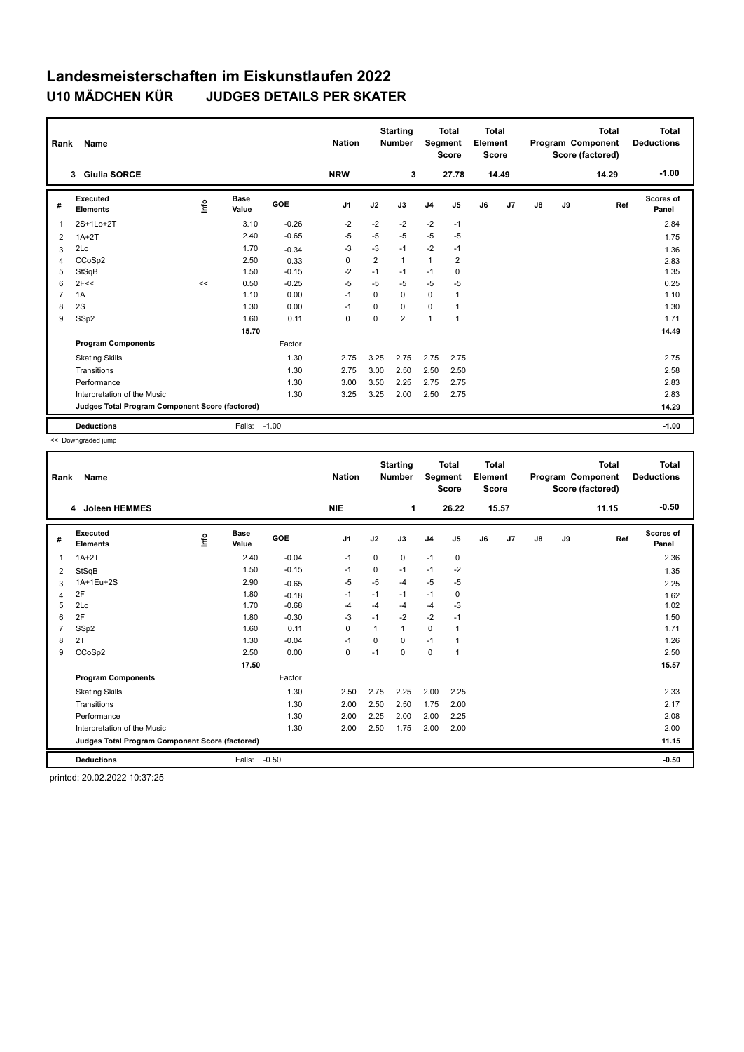# Landesmeisterschaften im Eiskunstlaufen 2022

## U10 MÄDCHEN KÜR JUDGES DETAILS PER SKATER

| Rank | Name | Nation | Starting Number | Total Segment Score | Total Element Score | Total Program Component Score (factored) | Total Deductions |
|---|---|---|---|---|---|---|---|
| 3 | Giulia SORCE | NRW | 3 | 27.78 | 14.49 | 14.29 | -1.00 |

| # | Executed Elements | Info | Base Value | GOE | J1 | J2 | J3 | J4 | J5 | J6 | J7 | J8 | J9 | Ref | Scores of Panel |
|---|---|---|---|---|---|---|---|---|---|---|---|---|---|---|---|
| 1 | 2S+1Lo+2T | | 3.10 | -0.26 | -2 | -2 | -2 | -2 | -1 | | | | | | 2.84 |
| 2 | 1A+2T | | 2.40 | -0.65 | -5 | -5 | -5 | -5 | -5 | | | | | | 1.75 |
| 3 | 2Lo | | 1.70 | -0.34 | -3 | -3 | -1 | -2 | -1 | | | | | | 1.36 |
| 4 | CCoSp2 | | 2.50 | 0.33 | 0 | 2 | 1 | 1 | 2 | | | | | | 2.83 |
| 5 | StSqB | | 1.50 | -0.15 | -2 | -1 | -1 | -1 | 0 | | | | | | 1.35 |
| 6 | 2F<< | << | 0.50 | -0.25 | -5 | -5 | -5 | -5 | -5 | | | | | | 0.25 |
| 7 | 1A | | 1.10 | 0.00 | -1 | 0 | 0 | 0 | 1 | | | | | | 1.10 |
| 8 | 2S | | 1.30 | 0.00 | -1 | 0 | 0 | 0 | 1 | | | | | | 1.30 |
| 9 | SSp2 | | 1.60 | 0.11 | 0 | 0 | 2 | 1 | 1 | | | | | | 1.71 |
| | | | 15.70 | | | | | | | | | | | | 14.49 |
| | **Program Components** | | | Factor | | | | | | | | | | | |
| | Skating Skills | | | 1.30 | 2.75 | 3.25 | 2.75 | 2.75 | 2.75 | | | | | | 2.75 |
| | Transitions | | | 1.30 | 2.75 | 3.00 | 2.50 | 2.50 | 2.50 | | | | | | 2.58 |
| | Performance | | | 1.30 | 3.00 | 3.50 | 2.25 | 2.75 | 2.75 | | | | | | 2.83 |
| | Interpretation of the Music | | | 1.30 | 3.25 | 3.25 | 2.00 | 2.50 | 2.75 | | | | | | 2.83 |
| | **Judges Total Program Component Score (factored)** | | | | | | | | | | | | | | 14.29 |
| | **Deductions** | | Falls: | -1.00 | | | | | | | | | | | -1.00 |

<< Downgraded jump

| Rank | Name | Nation | Starting Number | Total Segment Score | Total Element Score | Total Program Component Score (factored) | Total Deductions |
|---|---|---|---|---|---|---|---|
| 4 | Joleen HEMMES | NIE | 1 | 26.22 | 15.57 | 11.15 | -0.50 |

| # | Executed Elements | Info | Base Value | GOE | J1 | J2 | J3 | J4 | J5 | J6 | J7 | J8 | J9 | Ref | Scores of Panel |
|---|---|---|---|---|---|---|---|---|---|---|---|---|---|---|---|
| 1 | 1A+2T | | 2.40 | -0.04 | -1 | 0 | 0 | -1 | 0 | | | | | | 2.36 |
| 2 | StSqB | | 1.50 | -0.15 | -1 | 0 | -1 | -1 | -2 | | | | | | 1.35 |
| 3 | 1A+1Eu+2S | | 2.90 | -0.65 | -5 | -5 | -4 | -5 | -5 | | | | | | 2.25 |
| 4 | 2F | | 1.80 | -0.18 | -1 | -1 | -1 | -1 | 0 | | | | | | 1.62 |
| 5 | 2Lo | | 1.70 | -0.68 | -4 | -4 | -4 | -4 | -3 | | | | | | 1.02 |
| 6 | 2F | | 1.80 | -0.30 | -3 | -1 | -2 | -2 | -1 | | | | | | 1.50 |
| 7 | SSp2 | | 1.60 | 0.11 | 0 | 1 | 1 | 0 | 1 | | | | | | 1.71 |
| 8 | 2T | | 1.30 | -0.04 | -1 | 0 | 0 | -1 | 1 | | | | | | 1.26 |
| 9 | CCoSp2 | | 2.50 | 0.00 | 0 | -1 | 0 | 0 | 1 | | | | | | 2.50 |
| | | | 17.50 | | | | | | | | | | | | 15.57 |
| | **Program Components** | | | Factor | | | | | | | | | | | |
| | Skating Skills | | | 1.30 | 2.50 | 2.75 | 2.25 | 2.00 | 2.25 | | | | | | 2.33 |
| | Transitions | | | 1.30 | 2.00 | 2.50 | 2.50 | 1.75 | 2.00 | | | | | | 2.17 |
| | Performance | | | 1.30 | 2.00 | 2.25 | 2.00 | 2.00 | 2.25 | | | | | | 2.08 |
| | Interpretation of the Music | | | 1.30 | 2.00 | 2.50 | 1.75 | 2.00 | 2.00 | | | | | | 2.00 |
| | **Judges Total Program Component Score (factored)** | | | | | | | | | | | | | | 11.15 |
| | **Deductions** | | Falls: | -0.50 | | | | | | | | | | | -0.50 |

printed: 20.02.2022 10:37:25